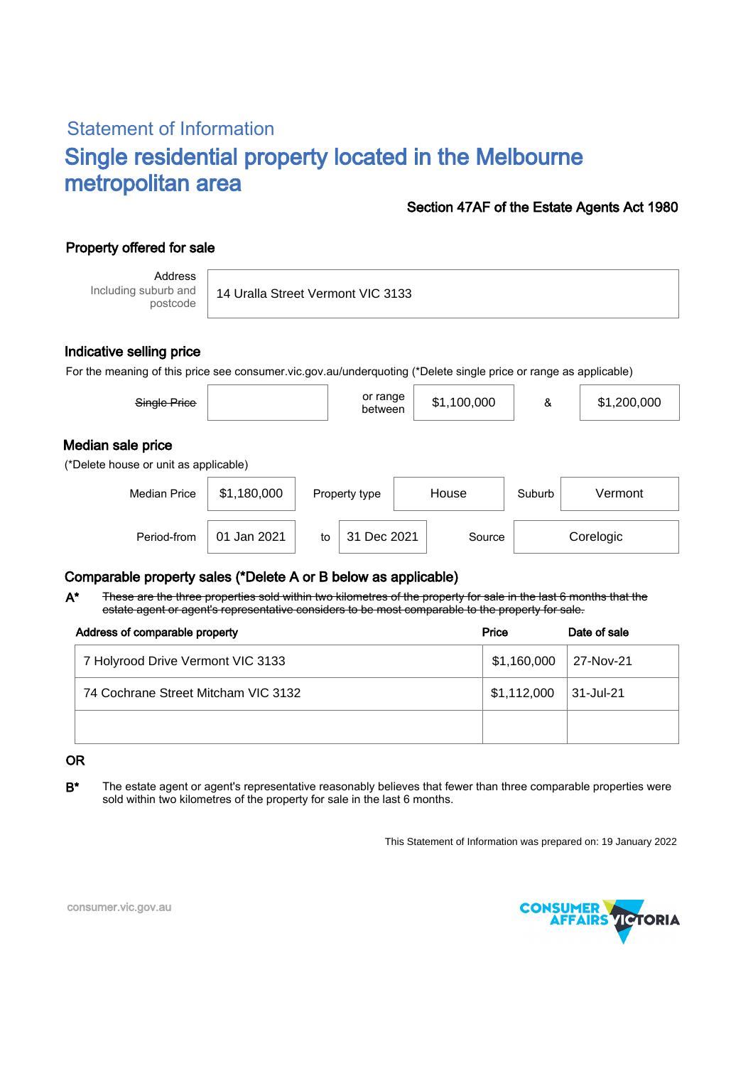## Statement of Information

# Single residential property located in the Melbourne metropolitan area

**Section 47AF of the Estate Agents Act 1980**

### Property offered for sale

| Address Including suburb and postcode | 14 Uralla Street Vermont VIC 3133 |
|---|---|

### Indicative selling price

For the meaning of this price see consumer.vic.gov.au/underquoting (*Delete single price or range as applicable)

| ~~Single Price~~ | | or range between | $1,100,000 | & | $1,200,000 |
|---|---|---|---|---|---|

### Median sale price

(*Delete house or unit as applicable)

| Median Price | $1,180,000 | Property type | House | Suburb | Vermont |
|---|---|---|---|---|---|
| Period-from | 01 Jan 2021 | to | 31 Dec 2021 | Source | Corelogic |

### Comparable property sales (*Delete A or B below as applicable)

**A*** ~~These are the three properties sold within two kilometres of the property for sale in the last 6 months that the estate agent or agent's representative considers to be most comparable to the property for sale.~~

| Address of comparable property | Price | Date of sale |
|---|---|---|
| 7 Holyrood Drive Vermont VIC 3133 | $1,160,000 | 27-Nov-21 |
| 74 Cochrane Street Mitcham VIC 3132 | $1,112,000 | 31-Jul-21 |
| | | |

**OR**

**B*** The estate agent or agent's representative reasonably believes that fewer than three comparable properties were sold within two kilometres of the property for sale in the last 6 months.

This Statement of Information was prepared on: 19 January 2022

consumer.vic.gov.au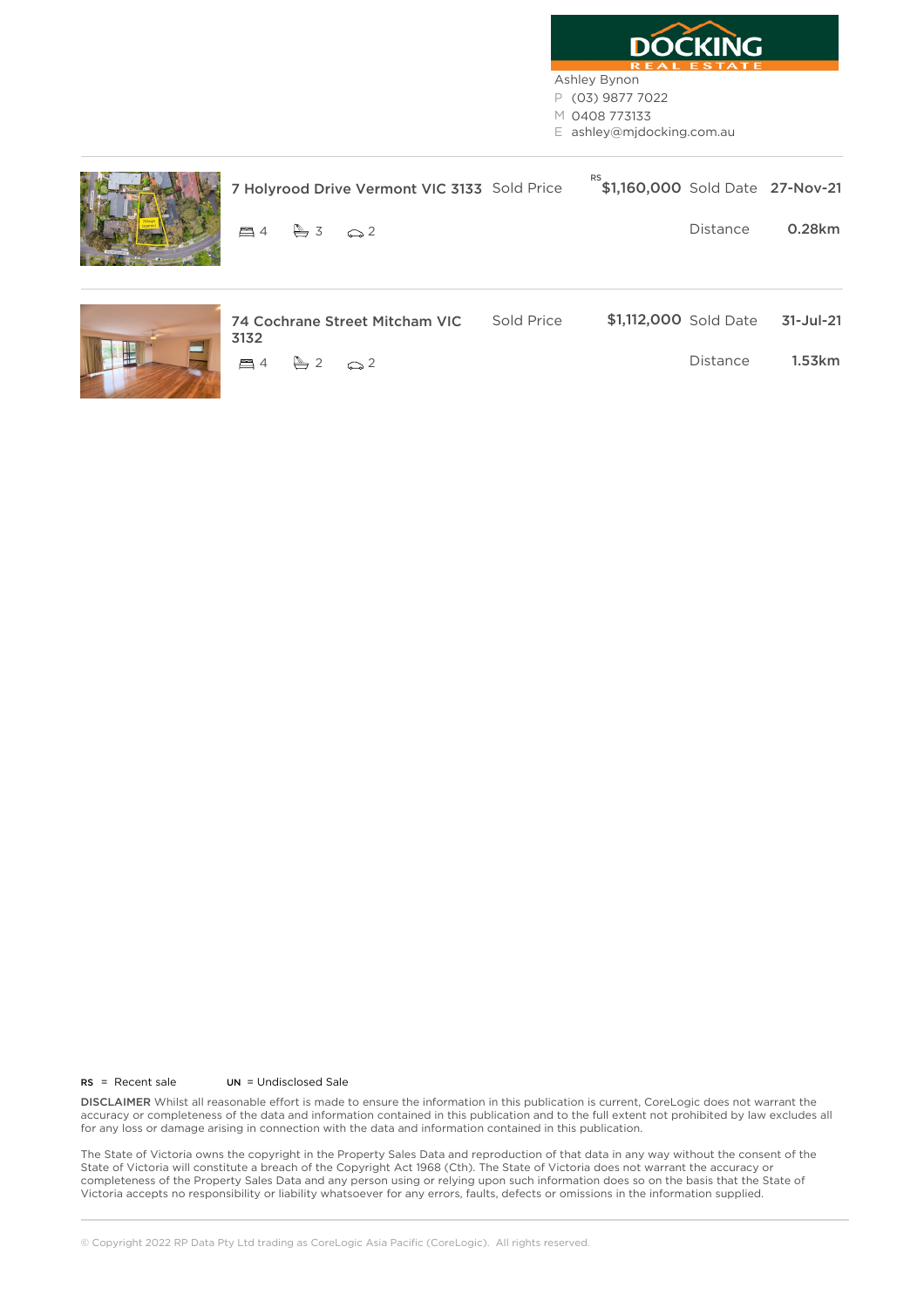Ashley Bynon
P (03) 9877 7022
M 0408 773133
E ashley@mjdocking.com.au

| | | | | |
|---|---|---|---|---|
| 7 Holyrood Drive Vermont VIC 3133 | Sold Price | RS $1,160,000 | Sold Date | 27-Nov-21 |
| 4 bed, 3 bath, 2 car | | | Distance | 0.28km |
| 74 Cochrane Street Mitcham VIC 3132 | Sold Price | $1,112,000 | Sold Date | 31-Jul-21 |
| 4 bed, 2 bath, 2 car | | | Distance | 1.53km |

**RS** = Recent sale **UN** = Undisclosed Sale

DISCLAIMER Whilst all reasonable effort is made to ensure the information in this publication is current, CoreLogic does not warrant the accuracy or completeness of the data and information contained in this publication and to the full extent not prohibited by law excludes all for any loss or damage arising in connection with the data and information contained in this publication.

The State of Victoria owns the copyright in the Property Sales Data and reproduction of that data in any way without the consent of the State of Victoria will constitute a breach of the Copyright Act 1968 (Cth). The State of Victoria does not warrant the accuracy or completeness of the Property Sales Data and any person using or relying upon such information does so on the basis that the State of Victoria accepts no responsibility or liability whatsoever for any errors, faults, defects or omissions in the information supplied.

© Copyright 2022 RP Data Pty Ltd trading as CoreLogic Asia Pacific (CoreLogic). All rights reserved.